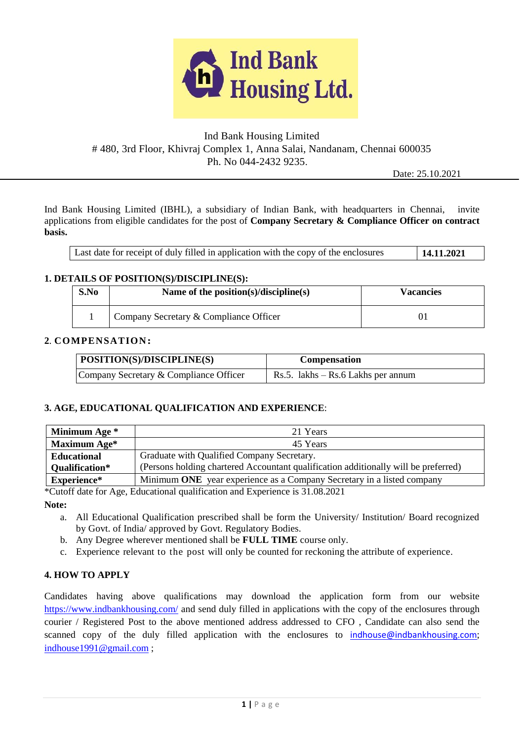Ind Bank Housing Ltd.

Ind Bank Housing Limited
# 480, 3rd Floor, Khivraj Complex 1, Anna Salai, Nandanam, Chennai 600035
Ph. No 044-2432 9235.

Date: 25.10.2021

Ind Bank Housing Limited (IBHL), a subsidiary of Indian Bank, with headquarters in Chennai, invite applications from eligible candidates for the post of **Company Secretary & Compliance Officer on contract basis.**

| Last date for receipt of duly filled in application with the copy of the enclosures | **14.11.2021** |
|---|---|

### 1. DETAILS OF POSITION(S)/DISCIPLINE(S):

| S.No | Name of the position(s)/discipline(s) | Vacancies |
|---|---|---|
| 1 | Company Secretary & Compliance Officer | 01 |

### 2. COMPENSATION:

| POSITION(S)/DISCIPLINE(S) | Compensation |
|---|---|
| Company Secretary & Compliance Officer | Rs.5. lakhs – Rs.6 Lakhs per annum |

### 3. AGE, EDUCATIONAL QUALIFICATION AND EXPERIENCE:

| | |
|---|---|
| **Minimum Age *** | 21 Years |
| **Maximum Age*** | 45 Years |
| **Educational Qualification*** | Graduate with Qualified Company Secretary.<br>(Persons holding chartered Accountant qualification additionally will be preferred) |
| **Experience*** | Minimum **ONE** year experience as a Company Secretary in a listed company |

*Cutoff date for Age, Educational qualification and Experience is 31.08.2021

**Note:**

a. All Educational Qualification prescribed shall be form the University/ Institution/ Board recognized by Govt. of India/ approved by Govt. Regulatory Bodies.
b. Any Degree wherever mentioned shall be **FULL TIME** course only.
c. Experience relevant to the post will only be counted for reckoning the attribute of experience.

### 4. HOW TO APPLY

Candidates having above qualifications may download the application form from our website https://www.indbankhousing.com/ and send duly filled in applications with the copy of the enclosures through courier / Registered Post to the above mentioned address addressed to CFO , Candidate can also send the scanned copy of the duly filled application with the enclosures to indhouse@indbankhousing.com; indhouse1991@gmail.com ;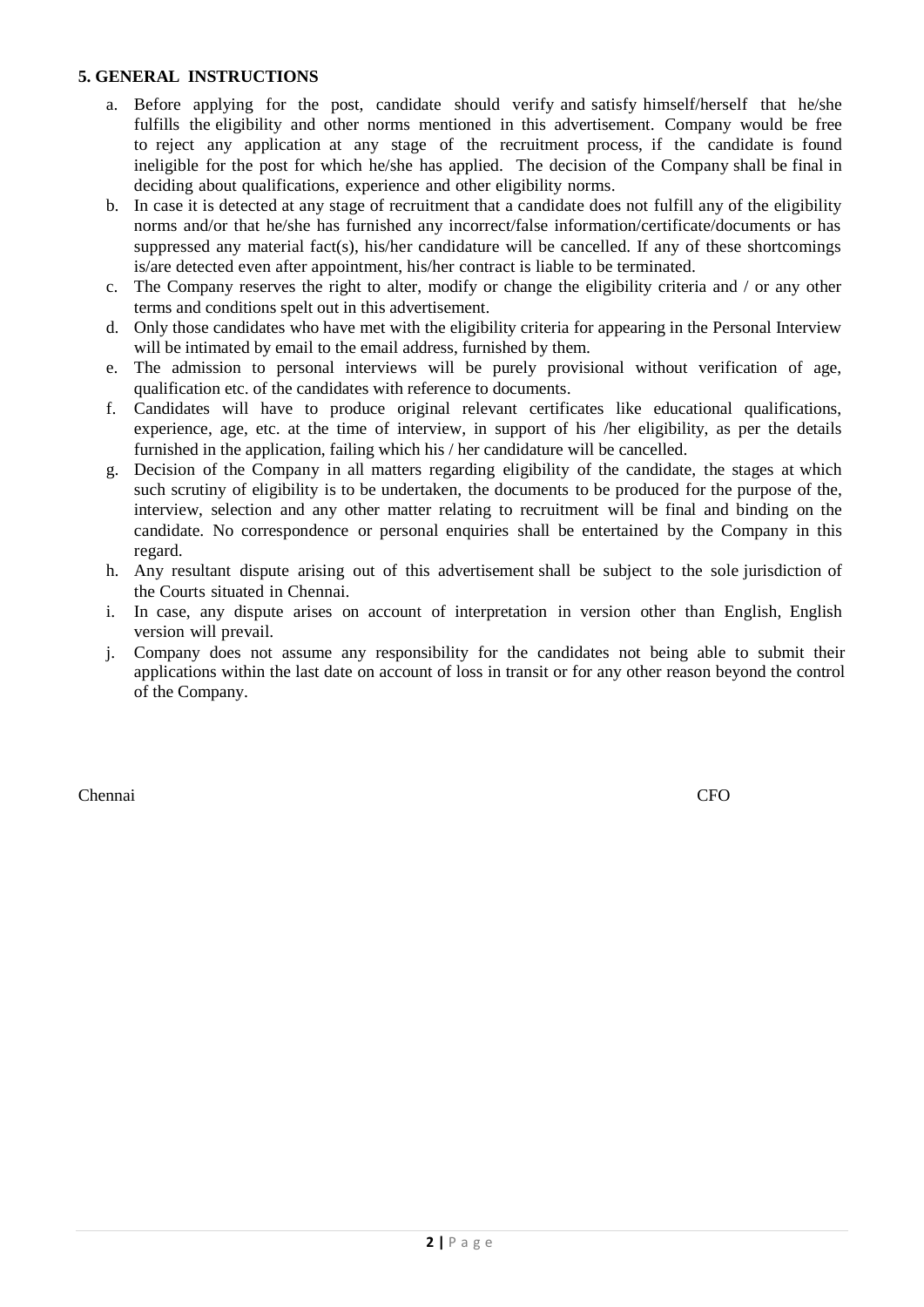## 5. GENERAL INSTRUCTIONS

a. Before applying for the post, candidate should verify and satisfy himself/herself that he/she fulfills the eligibility and other norms mentioned in this advertisement. Company would be free to reject any application at any stage of the recruitment process, if the candidate is found ineligible for the post for which he/she has applied. The decision of the Company shall be final in deciding about qualifications, experience and other eligibility norms.

b. In case it is detected at any stage of recruitment that a candidate does not fulfill any of the eligibility norms and/or that he/she has furnished any incorrect/false information/certificate/documents or has suppressed any material fact(s), his/her candidature will be cancelled. If any of these shortcomings is/are detected even after appointment, his/her contract is liable to be terminated.

c. The Company reserves the right to alter, modify or change the eligibility criteria and / or any other terms and conditions spelt out in this advertisement.

d. Only those candidates who have met with the eligibility criteria for appearing in the Personal Interview will be intimated by email to the email address, furnished by them.

e. The admission to personal interviews will be purely provisional without verification of age, qualification etc. of the candidates with reference to documents.

f. Candidates will have to produce original relevant certificates like educational qualifications, experience, age, etc. at the time of interview, in support of his /her eligibility, as per the details furnished in the application, failing which his / her candidature will be cancelled.

g. Decision of the Company in all matters regarding eligibility of the candidate, the stages at which such scrutiny of eligibility is to be undertaken, the documents to be produced for the purpose of the, interview, selection and any other matter relating to recruitment will be final and binding on the candidate. No correspondence or personal enquiries shall be entertained by the Company in this regard.

h. Any resultant dispute arising out of this advertisement shall be subject to the sole jurisdiction of the Courts situated in Chennai.

i. In case, any dispute arises on account of interpretation in version other than English, English version will prevail.

j. Company does not assume any responsibility for the candidates not being able to submit their applications within the last date on account of loss in transit or for any other reason beyond the control of the Company.

Chennai

CFO